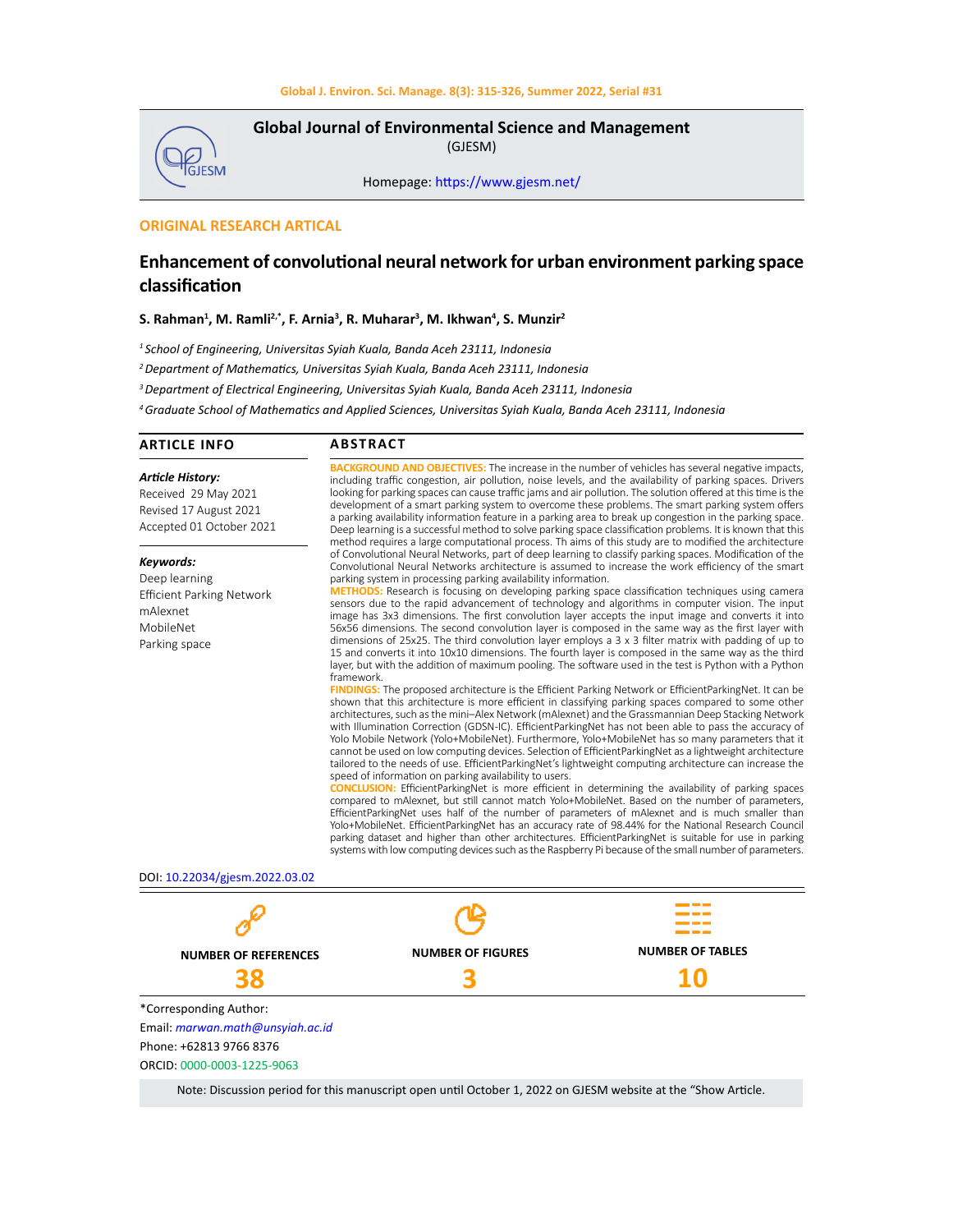# Global Journal of Environmental Science and Management
(GJESM)

Homepage: https://www.gjesm.net/

**ORIGINAL RESEARCH ARTICAL**

## Enhancement of convolutional neural network for urban environment parking space classification

**S. Rahman[1], M. Ramli[2,*], F. Arnia[3], R. Muharar[3], M. Ikhwan[4], S. Munzir[2]**

*[1] School of Engineering, Universitas Syiah Kuala, Banda Aceh 23111, Indonesia*

*[2] Department of Mathematics, Universitas Syiah Kuala, Banda Aceh 23111, Indonesia*

*[3] Department of Electrical Engineering, Universitas Syiah Kuala, Banda Aceh 23111, Indonesia*

*[4] Graduate School of Mathematics and Applied Sciences, Universitas Syiah Kuala, Banda Aceh 23111, Indonesia*

### ARTICLE INFO

***Article History:***
Received 29 May 2021
Revised 17 August 2021
Accepted 01 October 2021

***Keywords:***
Deep learning
Efficient Parking Network
mAlexnet
MobileNet
Parking space

### ABSTRACT

**BACKGROUND AND OBJECTIVES:** The increase in the number of vehicles has several negative impacts, including traffic congestion, air pollution, noise levels, and the availability of parking spaces. Drivers looking for parking spaces can cause traffic jams and air pollution. The solution offered at this time is the development of a smart parking system to overcome these problems. The smart parking system offers a parking availability information feature in a parking area to break up congestion in the parking space. Deep learning is a successful method to solve parking space classification problems. It is known that this method requires a large computational process. Th aims of this study are to modified the architecture of Convolutional Neural Networks, part of deep learning to classify parking spaces. Modification of the Convolutional Neural Networks architecture is assumed to increase the work efficiency of the smart parking system in processing parking availability information.

**METHODS:** Research is focusing on developing parking space classification techniques using camera sensors due to the rapid advancement of technology and algorithms in computer vision. The input image has 3x3 dimensions. The first convolution layer accepts the input image and converts it into 56x56 dimensions. The second convolution layer is composed in the same way as the first layer with dimensions of 25x25. The third convolution layer employs a 3 x 3 filter matrix with padding of up to 15 and converts it into 10x10 dimensions. The fourth layer is composed in the same way as the third layer, but with the addition of maximum pooling. The software used in the test is Python with a Python framework.

**FINDINGS:** The proposed architecture is the Efficient Parking Network or EfficientParkingNet. It can be shown that this architecture is more efficient in classifying parking spaces compared to some other architectures, such as the mini–Alex Network (mAlexnet) and the Grassmannian Deep Stacking Network with Illumination Correction (GDSN-IC). EfficientParkingNet has not been able to pass the accuracy of Yolo Mobile Network (Yolo+MobileNet). Furthermore, Yolo+MobileNet has so many parameters that it cannot be used on low computing devices. Selection of EfficientParkingNet as a lightweight architecture tailored to the needs of use. EfficientParkingNet's lightweight computing architecture can increase the speed of information on parking availability to users.

**CONCLUSION:** EfficientParkingNet is more efficient in determining the availability of parking spaces compared to mAlexnet, but still cannot match Yolo+MobileNet. Based on the number of parameters, EfficientParkingNet uses half of the number of parameters of mAlexnet and is much smaller than Yolo+MobileNet. EfficientParkingNet has an accuracy rate of 98.44% for the National Research Council parking dataset and higher than other architectures. EfficientParkingNet is suitable for use in parking systems with low computing devices such as the Raspberry Pi because of the small number of parameters.

DOI: 10.22034/gjesm.2022.03.02

| NUMBER OF REFERENCES | NUMBER OF FIGURES | NUMBER OF TABLES |
| --- | --- | --- |
| 38 | 3 | 10 |

*Corresponding Author:
Email: *marwan.math@unsyiah.ac.id*
Phone: +62813 9766 8376
ORCID: 0000-0003-1225-9063

Note: Discussion period for this manuscript open until October 1, 2022 on GJESM website at the "Show Article.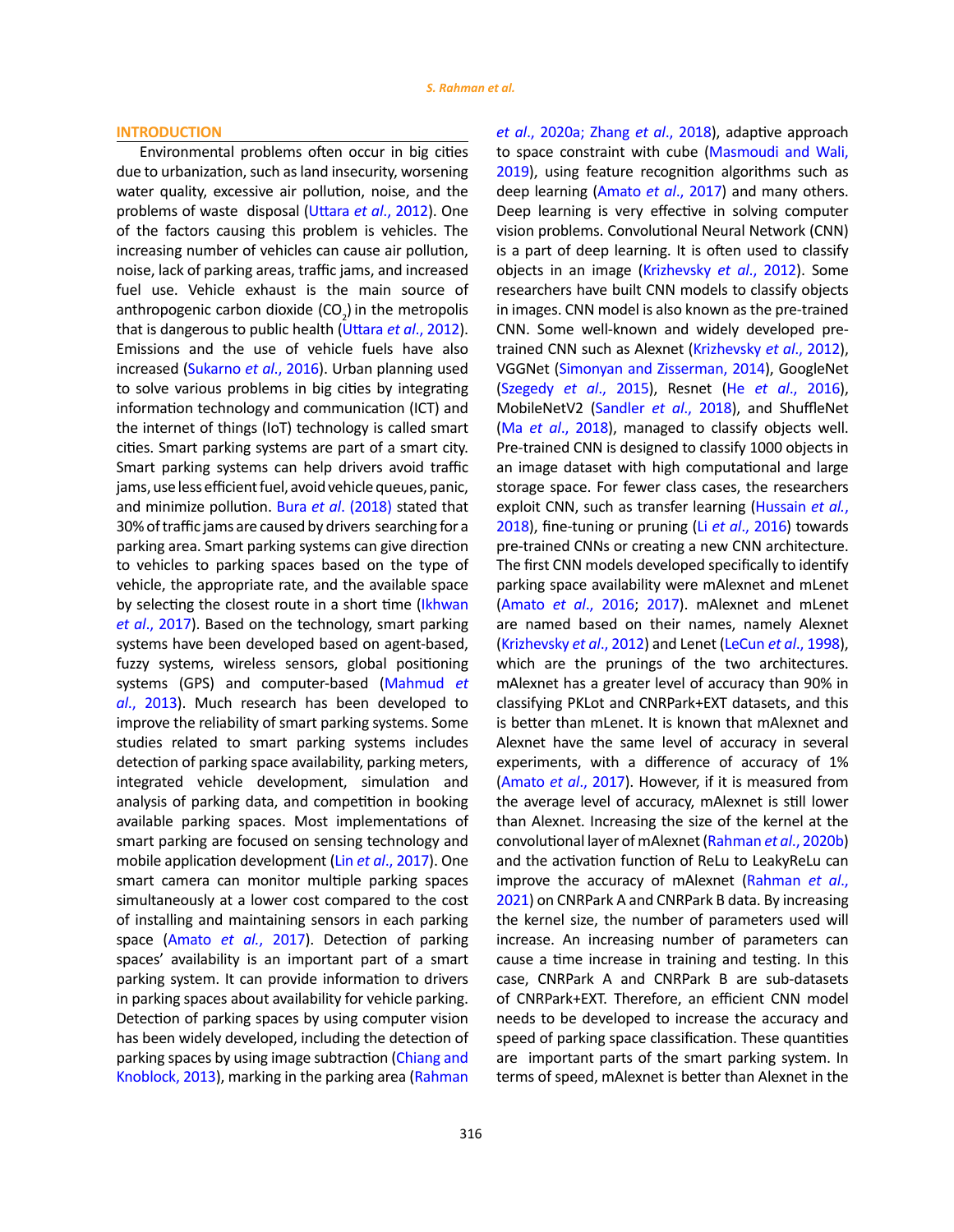## INTRODUCTION

Environmental problems often occur in big cities due to urbanization, such as land insecurity, worsening water quality, excessive air pollution, noise, and the problems of waste disposal (Uttara *et al*., 2012). One of the factors causing this problem is vehicles. The increasing number of vehicles can cause air pollution, noise, lack of parking areas, traffic jams, and increased fuel use. Vehicle exhaust is the main source of anthropogenic carbon dioxide ($CO_2$) in the metropolis that is dangerous to public health (Uttara *et al*., 2012). Emissions and the use of vehicle fuels have also increased (Sukarno *et al*., 2016). Urban planning used to solve various problems in big cities by integrating information technology and communication (ICT) and the internet of things (IoT) technology is called smart cities. Smart parking systems are part of a smart city. Smart parking systems can help drivers avoid traffic jams, use less efficient fuel, avoid vehicle queues, panic, and minimize pollution. Bura *et al*. (2018) stated that 30% of traffic jams are caused by drivers searching for a parking area. Smart parking systems can give direction to vehicles to parking spaces based on the type of vehicle, the appropriate rate, and the available space by selecting the closest route in a short time (Ikhwan *et al*., 2017). Based on the technology, smart parking systems have been developed based on agent-based, fuzzy systems, wireless sensors, global positioning systems (GPS) and computer-based (Mahmud *et al*., 2013). Much research has been developed to improve the reliability of smart parking systems. Some studies related to smart parking systems includes detection of parking space availability, parking meters, integrated vehicle development, simulation and analysis of parking data, and competition in booking available parking spaces. Most implementations of smart parking are focused on sensing technology and mobile application development (Lin *et al*., 2017). One smart camera can monitor multiple parking spaces simultaneously at a lower cost compared to the cost of installing and maintaining sensors in each parking space (Amato *et al*., 2017). Detection of parking spaces' availability is an important part of a smart parking system. It can provide information to drivers in parking spaces about availability for vehicle parking. Detection of parking spaces by using computer vision has been widely developed, including the detection of parking spaces by using image subtraction (Chiang and Knoblock, 2013), marking in the parking area (Rahman *et al*., 2020a; Zhang *et al*., 2018), adaptive approach to space constraint with cube (Masmoudi and Wali, 2019), using feature recognition algorithms such as deep learning (Amato *et al*., 2017) and many others. Deep learning is very effective in solving computer vision problems. Convolutional Neural Network (CNN) is a part of deep learning. It is often used to classify objects in an image (Krizhevsky *et al*., 2012). Some researchers have built CNN models to classify objects in images. CNN model is also known as the pre-trained CNN. Some well-known and widely developed pre-trained CNN such as Alexnet (Krizhevsky *et al*., 2012), VGGNet (Simonyan and Zisserman, 2014), GoogleNet (Szegedy *et al*., 2015), Resnet (He *et al*., 2016), MobileNetV2 (Sandler *et al*., 2018), and ShuffleNet (Ma *et al*., 2018), managed to classify objects well. Pre-trained CNN is designed to classify 1000 objects in an image dataset with high computational and large storage space. For fewer class cases, the researchers exploit CNN, such as transfer learning (Hussain *et al*., 2018), fine-tuning or pruning (Li *et al*., 2016) towards pre-trained CNNs or creating a new CNN architecture. The first CNN models developed specifically to identify parking space availability were mAlexnet and mLenet (Amato *et al*., 2016; 2017). mAlexnet and mLenet are named based on their names, namely Alexnet (Krizhevsky *et al*., 2012) and Lenet (LeCun *et al*., 1998), which are the prunings of the two architectures. mAlexnet has a greater level of accuracy than 90% in classifying PKLot and CNRPark+EXT datasets, and this is better than mLenet. It is known that mAlexnet and Alexnet have the same level of accuracy in several experiments, with a difference of accuracy of 1% (Amato *et al*., 2017). However, if it is measured from the average level of accuracy, mAlexnet is still lower than Alexnet. Increasing the size of the kernel at the convolutional layer of mAlexnet (Rahman *et al*., 2020b) and the activation function of ReLu to LeakyReLu can improve the accuracy of mAlexnet (Rahman *et al*., 2021) on CNRPark A and CNRPark B data. By increasing the kernel size, the number of parameters used will increase. An increasing number of parameters can cause a time increase in training and testing. In this case, CNRPark A and CNRPark B are sub-datasets of CNRPark+EXT. Therefore, an efficient CNN model needs to be developed to increase the accuracy and speed of parking space classification. These quantities are important parts of the smart parking system. In terms of speed, mAlexnet is better than Alexnet in the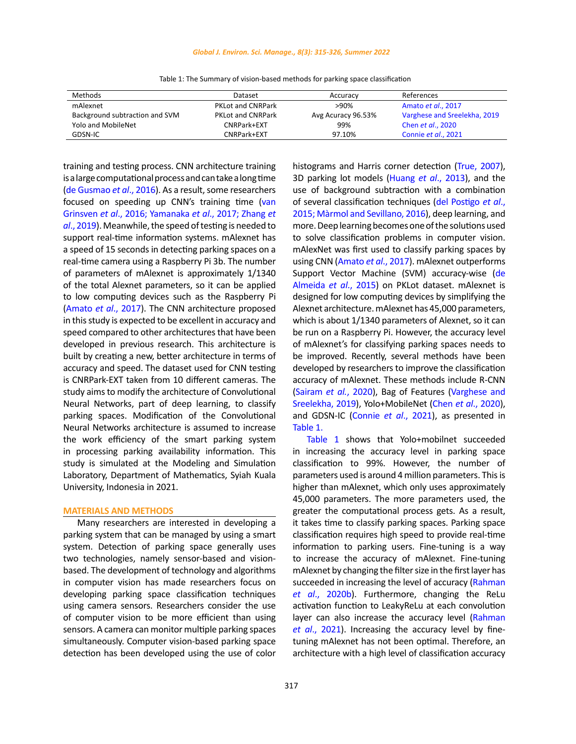Table 1: The Summary of vision-based methods for parking space classification

| Methods | Dataset | Accuracy | References |
|---|---|---|---|
| mAlexnet | PKLot and CNRPark | >90% | Amato *et al*., 2017 |
| Background subtraction and SVM | PKLot and CNRPark | Avg Acuracy 96.53% | Varghese and Sreelekha, 2019 |
| Yolo and MobileNet | CNRPark+EXT | 99% | Chen *et al*., 2020 |
| GDSN-IC | CNRPark+EXT | 97.10% | Connie *et al*., 2021 |

training and testing process. CNN architecture training is a large computational process and can take a long time (de Gusmao *et al*., 2016). As a result, some researchers focused on speeding up CNN's training time (van Grinsven *et al*., 2016; Yamanaka *et al*., 2017; Zhang *et al*., 2019). Meanwhile, the speed of testing is needed to support real-time information systems. mAlexnet has a speed of 15 seconds in detecting parking spaces on a real-time camera using a Raspberry Pi 3b. The number of parameters of mAlexnet is approximately 1/1340 of the total Alexnet parameters, so it can be applied to low computing devices such as the Raspberry Pi (Amato *et al*., 2017). The CNN architecture proposed in this study is expected to be excellent in accuracy and speed compared to other architectures that have been developed in previous research. This architecture is built by creating a new, better architecture in terms of accuracy and speed. The dataset used for CNN testing is CNRPark-EXT taken from 10 different cameras. The study aims to modify the architecture of Convolutional Neural Networks, part of deep learning, to classify parking spaces. Modification of the Convolutional Neural Networks architecture is assumed to increase the work efficiency of the smart parking system in processing parking availability information. This study is simulated at the Modeling and Simulation Laboratory, Department of Mathematics, Syiah Kuala University, Indonesia in 2021.

## MATERIALS AND METHODS

Many researchers are interested in developing a parking system that can be managed by using a smart system. Detection of parking space generally uses two technologies, namely sensor-based and vision-based. The development of technology and algorithms in computer vision has made researchers focus on developing parking space classification techniques using camera sensors. Researchers consider the use of computer vision to be more efficient than using sensors. A camera can monitor multiple parking spaces simultaneously. Computer vision-based parking space detection has been developed using the use of color histograms and Harris corner detection (True, 2007), 3D parking lot models (Huang *et al*., 2013), and the use of background subtraction with a combination of several classification techniques (del Postigo *et al*., 2015; Màrmol and Sevillano, 2016), deep learning, and more. Deep learning becomes one of the solutions used to solve classification problems in computer vision. mAlexNet was first used to classify parking spaces by using CNN (Amato *et al*., 2017). mAlexnet outperforms Support Vector Machine (SVM) accuracy-wise (de Almeida *et al*., 2015) on PKLot dataset. mAlexnet is designed for low computing devices by simplifying the Alexnet architecture. mAlexnet has 45,000 parameters, which is about 1/1340 parameters of Alexnet, so it can be run on a Raspberry Pi. However, the accuracy level of mAlexnet's for classifying parking spaces needs to be improved. Recently, several methods have been developed by researchers to improve the classification accuracy of mAlexnet. These methods include R-CNN (Sairam *et al*., 2020), Bag of Features (Varghese and Sreelekha, 2019), Yolo+MobileNet (Chen *et al*., 2020), and GDSN-IC (Connie *et al*., 2021), as presented in Table 1.

Table 1 shows that Yolo+mobilnet succeeded in increasing the accuracy level in parking space classification to 99%. However, the number of parameters used is around 4 million parameters. This is higher than mAlexnet, which only uses approximately 45,000 parameters. The more parameters used, the greater the computational process gets. As a result, it takes time to classify parking spaces. Parking space classification requires high speed to provide real-time information to parking users. Fine-tuning is a way to increase the accuracy of mAlexnet. Fine-tuning mAlexnet by changing the filter size in the first layer has succeeded in increasing the level of accuracy (Rahman *et al*., 2020b). Furthermore, changing the ReLu activation function to LeakyReLu at each convolution layer can also increase the accuracy level (Rahman *et al*., 2021). Increasing the accuracy level by fine-tuning mAlexnet has not been optimal. Therefore, an architecture with a high level of classification accuracy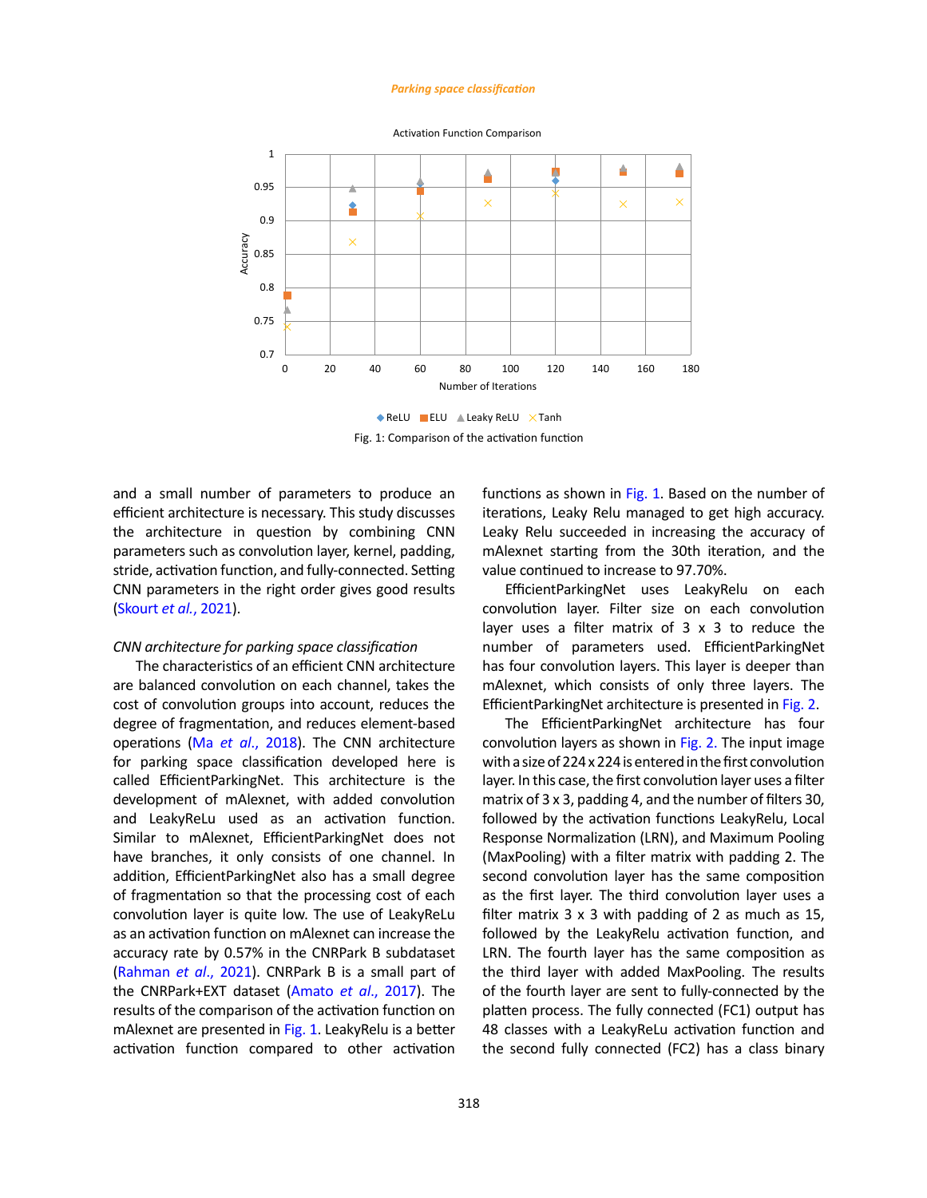Activation Function Comparison

Fig. 1: Comparison of the activation function

and a small number of parameters to produce an efficient architecture is necessary. This study discusses the architecture in question by combining CNN parameters such as convolution layer, kernel, padding, stride, activation function, and fully-connected. Setting CNN parameters in the right order gives good results (Skourt *et al.*, 2021).

### *CNN architecture for parking space classification*

The characteristics of an efficient CNN architecture are balanced convolution on each channel, takes the cost of convolution groups into account, reduces the degree of fragmentation, and reduces element-based operations (Ma *et al.*, 2018). The CNN architecture for parking space classification developed here is called EfficientParkingNet. This architecture is the development of mAlexnet, with added convolution and LeakyReLu used as an activation function. Similar to mAlexnet, EfficientParkingNet does not have branches, it only consists of one channel. In addition, EfficientParkingNet also has a small degree of fragmentation so that the processing cost of each convolution layer is quite low. The use of LeakyReLu as an activation function on mAlexnet can increase the accuracy rate by 0.57% in the CNRPark B subdataset (Rahman *et al.*, 2021). CNRPark B is a small part of the CNRPark+EXT dataset (Amato *et al.*, 2017). The results of the comparison of the activation function on mAlexnet are presented in Fig. 1. LeakyRelu is a better activation function compared to other activation functions as shown in Fig. 1. Based on the number of iterations, Leaky Relu managed to get high accuracy. Leaky Relu succeeded in increasing the accuracy of mAlexnet starting from the 30th iteration, and the value continued to increase to 97.70%.

EfficientParkingNet uses LeakyRelu on each convolution layer. Filter size on each convolution layer uses a filter matrix of 3 x 3 to reduce the number of parameters used. EfficientParkingNet has four convolution layers. This layer is deeper than mAlexnet, which consists of only three layers. The EfficientParkingNet architecture is presented in Fig. 2.

The EfficientParkingNet architecture has four convolution layers as shown in Fig. 2. The input image with a size of 224 x 224 is entered in the first convolution layer. In this case, the first convolution layer uses a filter matrix of 3 x 3, padding 4, and the number of filters 30, followed by the activation functions LeakyRelu, Local Response Normalization (LRN), and Maximum Pooling (MaxPooling) with a filter matrix with padding 2. The second convolution layer has the same composition as the first layer. The third convolution layer uses a filter matrix 3 x 3 with padding of 2 as much as 15, followed by the LeakyRelu activation function, and LRN. The fourth layer has the same composition as the third layer with added MaxPooling. The results of the fourth layer are sent to fully-connected by the platten process. The fully connected (FC1) output has 48 classes with a LeakyReLu activation function and the second fully connected (FC2) has a class binary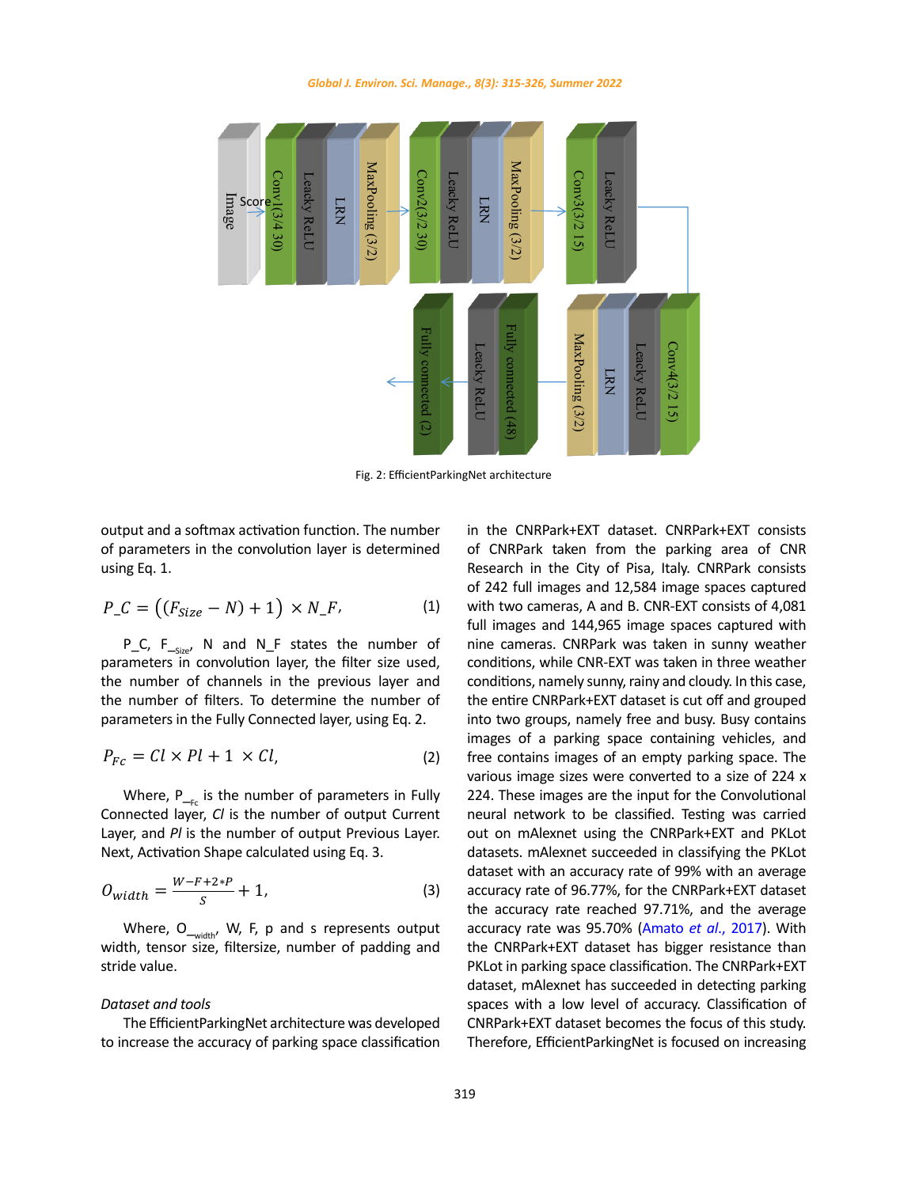Fig. 2: EfficientParkingNet architecture

output and a softmax activation function. The number of parameters in the convolution layer is determined using Eq. 1.

$$P\_C = \left((F_{Size} - N) + 1\right) \times N\_F, \quad (1)$$

P_C, $F_{\_Size}$, N and N_F states the number of parameters in convolution layer, the filter size used, the number of channels in the previous layer and the number of filters. To determine the number of parameters in the Fully Connected layer, using Eq. 2.

$$P_{Fc} = Cl \times Pl + 1 \times Cl, \quad (2)$$

Where, $P_{\_Fc}$ is the number of parameters in Fully Connected layer, *Cl* is the number of output Current Layer, and *Pl* is the number of output Previous Layer. Next, Activation Shape calculated using Eq. 3.

$$O_{width} = \frac{W - F + 2*P}{S} + 1, \quad (3)$$

Where, $O_{\_width}$, W, F, p and s represents output width, tensor size, filtersize, number of padding and stride value.

*Dataset and tools*

The EfficientParkingNet architecture was developed to increase the accuracy of parking space classification in the CNRPark+EXT dataset. CNRPark+EXT consists of CNRPark taken from the parking area of CNR Research in the City of Pisa, Italy. CNRPark consists of 242 full images and 12,584 image spaces captured with two cameras, A and B. CNR-EXT consists of 4,081 full images and 144,965 image spaces captured with nine cameras. CNRPark was taken in sunny weather conditions, while CNR-EXT was taken in three weather conditions, namely sunny, rainy and cloudy. In this case, the entire CNRPark+EXT dataset is cut off and grouped into two groups, namely free and busy. Busy contains images of a parking space containing vehicles, and free contains images of an empty parking space. The various image sizes were converted to a size of 224 x 224. These images are the input for the Convolutional neural network to be classified. Testing was carried out on mAlexnet using the CNRPark+EXT and PKLot datasets. mAlexnet succeeded in classifying the PKLot dataset with an accuracy rate of 99% with an average accuracy rate of 96.77%, for the CNRPark+EXT dataset the accuracy rate reached 97.71%, and the average accuracy rate was 95.70% (Amato *et al*., 2017). With the CNRPark+EXT dataset has bigger resistance than PKLot in parking space classification. The CNRPark+EXT dataset, mAlexnet has succeeded in detecting parking spaces with a low level of accuracy. Classification of CNRPark+EXT dataset becomes the focus of this study. Therefore, EfficientParkingNet is focused on increasing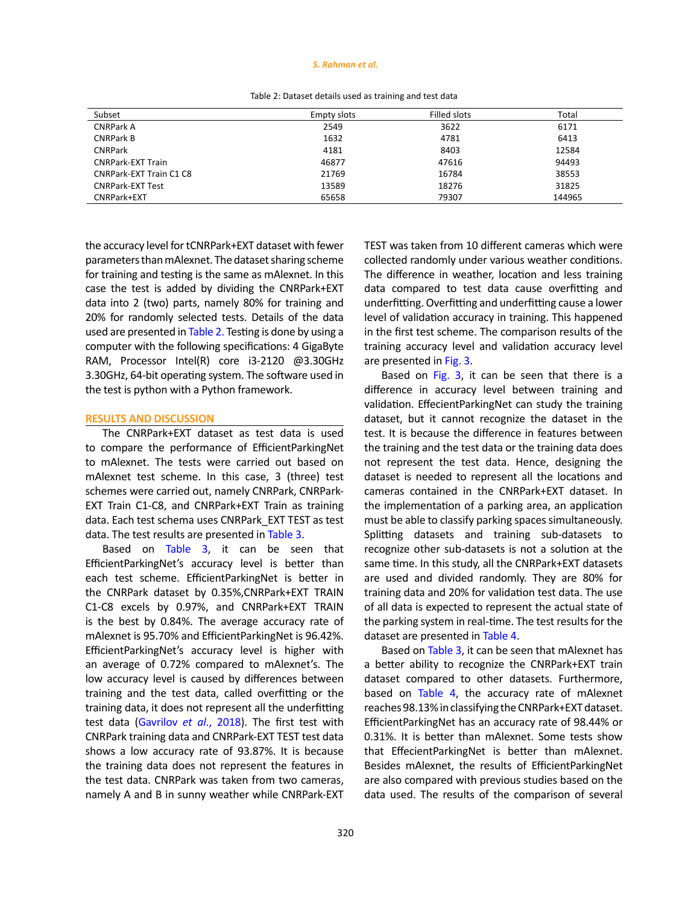Table 2: Dataset details used as training and test data

| Subset | Empty slots | Filled slots | Total |
|---|---|---|---|
| CNRPark A | 2549 | 3622 | 6171 |
| CNRPark B | 1632 | 4781 | 6413 |
| CNRPark | 4181 | 8403 | 12584 |
| CNRPark-EXT Train | 46877 | 47616 | 94493 |
| CNRPark-EXT Train C1 C8 | 21769 | 16784 | 38553 |
| CNRPark-EXT Test | 13589 | 18276 | 31825 |
| CNRPark+EXT | 65658 | 79307 | 144965 |

the accuracy level for tCNRPark+EXT dataset with fewer parameters than mAlexnet. The dataset sharing scheme for training and testing is the same as mAlexnet. In this case the test is added by dividing the CNRPark+EXT data into 2 (two) parts, namely 80% for training and 20% for randomly selected tests. Details of the data used are presented in Table 2. Testing is done by using a computer with the following specifications: 4 GigaByte RAM, Processor Intel(R) core i3-2120 @3.30GHz 3.30GHz, 64-bit operating system. The software used in the test is python with a Python framework.

## RESULTS AND DISCUSSION

The CNRPark+EXT dataset as test data is used to compare the performance of EfficientParkingNet to mAlexnet. The tests were carried out based on mAlexnet test scheme. In this case, 3 (three) test schemes were carried out, namely CNRPark, CNRPark-EXT Train C1-C8, and CNRPark+EXT Train as training data. Each test schema uses CNRPark_EXT TEST as test data. The test results are presented in Table 3.

Based on Table 3, it can be seen that EfficientParkingNet's accuracy level is better than each test scheme. EfficientParkingNet is better in the CNRPark dataset by 0.35%,CNRPark+EXT TRAIN C1-C8 excels by 0.97%, and CNRPark+EXT TRAIN is the best by 0.84%. The average accuracy rate of mAlexnet is 95.70% and EfficientParkingNet is 96.42%. EfficientParkingNet's accuracy level is higher with an average of 0.72% compared to mAlexnet's. The low accuracy level is caused by differences between training and the test data, called overfitting or the training data, it does not represent all the underfitting test data (Gavrilov *et al.*, 2018). The first test with CNRPark training data and CNRPark-EXT TEST test data shows a low accuracy rate of 93.87%. It is because the training data does not represent the features in the test data. CNRPark was taken from two cameras, namely A and B in sunny weather while CNRPark-EXT TEST was taken from 10 different cameras which were collected randomly under various weather conditions. The difference in weather, location and less training data compared to test data cause overfitting and underfitting. Overfitting and underfitting cause a lower level of validation accuracy in training. This happened in the first test scheme. The comparison results of the training accuracy level and validation accuracy level are presented in Fig. 3.

Based on Fig. 3, it can be seen that there is a difference in accuracy level between training and validation. EffecientParkingNet can study the training dataset, but it cannot recognize the dataset in the test. It is because the difference in features between the training and the test data or the training data does not represent the test data. Hence, designing the dataset is needed to represent all the locations and cameras contained in the CNRPark+EXT dataset. In the implementation of a parking area, an application must be able to classify parking spaces simultaneously. Splitting datasets and training sub-datasets to recognize other sub-datasets is not a solution at the same time. In this study, all the CNRPark+EXT datasets are used and divided randomly. They are 80% for training data and 20% for validation test data. The use of all data is expected to represent the actual state of the parking system in real-time. The test results for the dataset are presented in Table 4.

Based on Table 3, it can be seen that mAlexnet has a better ability to recognize the CNRPark+EXT train dataset compared to other datasets. Furthermore, based on Table 4, the accuracy rate of mAlexnet reaches 98.13% in classifying the CNRPark+EXT dataset. EfficientParkingNet has an accuracy rate of 98.44% or 0.31%. It is better than mAlexnet. Some tests show that EffecientParkingNet is better than mAlexnet. Besides mAlexnet, the results of EfficientParkingNet are also compared with previous studies based on the data used. The results of the comparison of several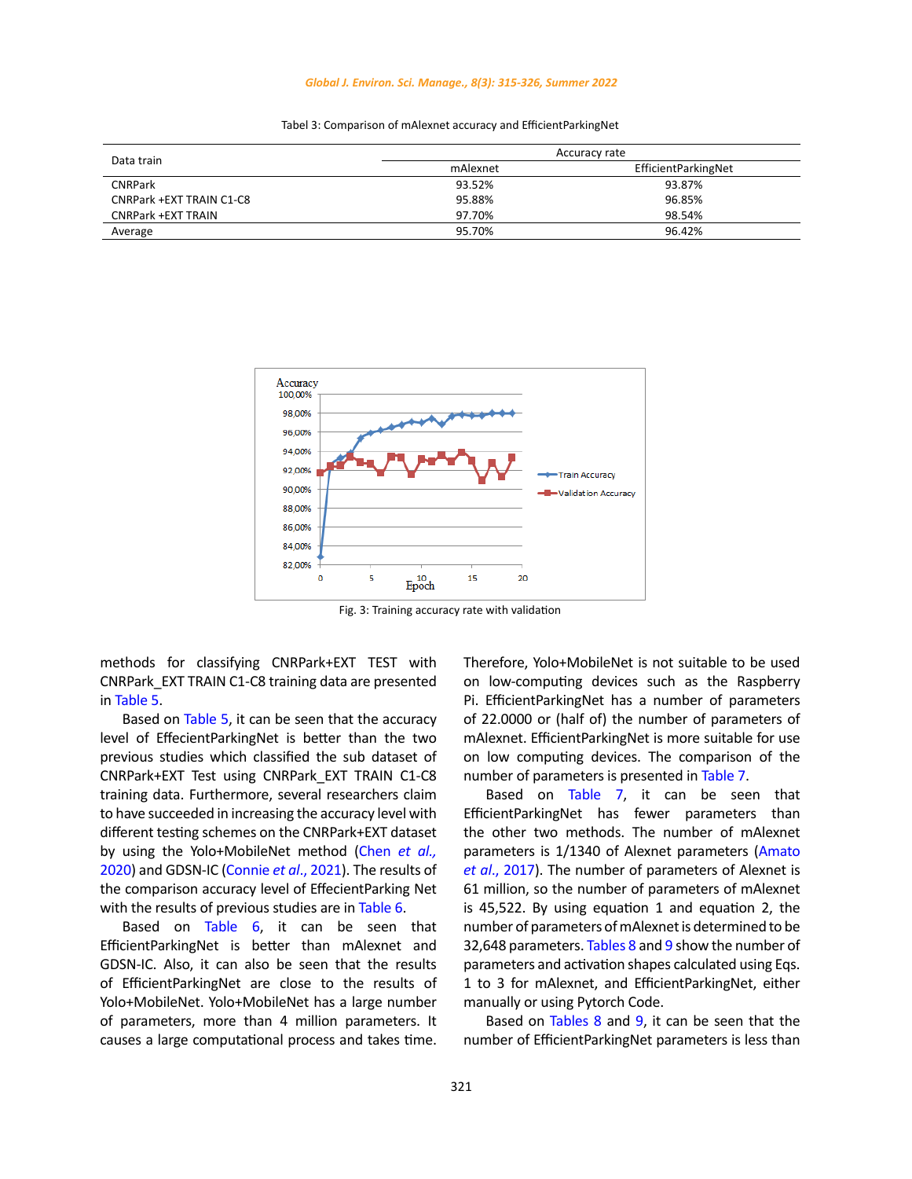Tabel 3: Comparison of mAlexnet accuracy and EfficientParkingNet

| Data train | Accuracy rate | |
|---|---|---|
| | mAlexnet | EfficientParkingNet |
| CNRPark | 93.52% | 93.87% |
| CNRPark +EXT TRAIN C1-C8 | 95.88% | 96.85% |
| CNRPark +EXT TRAIN | 97.70% | 98.54% |
| Average | 95.70% | 96.42% |

Fig. 3: Training accuracy rate with validation

methods for classifying CNRPark+EXT TEST with CNRPark_EXT TRAIN C1-C8 training data are presented in Table 5.

Based on Table 5, it can be seen that the accuracy level of EffecientParkingNet is better than the two previous studies which classified the sub dataset of CNRPark+EXT Test using CNRPark_EXT TRAIN C1-C8 training data. Furthermore, several researchers claim to have succeeded in increasing the accuracy level with different testing schemes on the CNRPark+EXT dataset by using the Yolo+MobileNet method (Chen *et al.*, 2020) and GDSN-IC (Connie *et al*., 2021). The results of the comparison accuracy level of EffecientParking Net with the results of previous studies are in Table 6.

Based on Table 6, it can be seen that EfficientParkingNet is better than mAlexnet and GDSN-IC. Also, it can also be seen that the results of EfficientParkingNet are close to the results of Yolo+MobileNet. Yolo+MobileNet has a large number of parameters, more than 4 million parameters. It causes a large computational process and takes time. Therefore, Yolo+MobileNet is not suitable to be used on low-computing devices such as the Raspberry Pi. EfficientParkingNet has a number of parameters of 22.0000 or (half of) the number of parameters of mAlexnet. EfficientParkingNet is more suitable for use on low computing devices. The comparison of the number of parameters is presented in Table 7.

Based on Table 7, it can be seen that EfficientParkingNet has fewer parameters than the other two methods. The number of mAlexnet parameters is 1/1340 of Alexnet parameters (Amato *et al*., 2017). The number of parameters of Alexnet is 61 million, so the number of parameters of mAlexnet is 45,522. By using equation 1 and equation 2, the number of parameters of mAlexnet is determined to be 32,648 parameters. Tables 8 and 9 show the number of parameters and activation shapes calculated using Eqs. 1 to 3 for mAlexnet, and EfficientParkingNet, either manually or using Pytorch Code.

Based on Tables 8 and 9, it can be seen that the number of EfficientParkingNet parameters is less than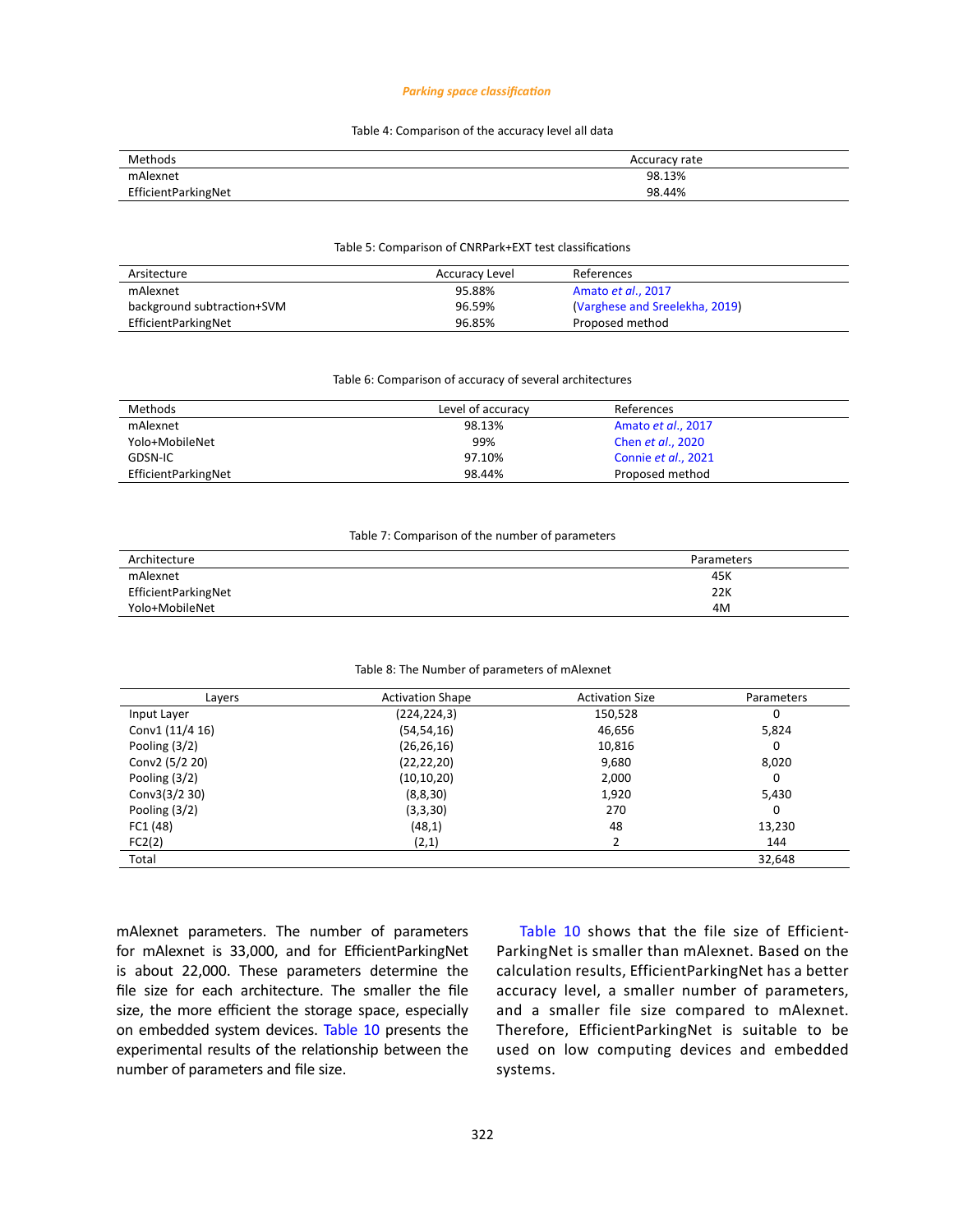Table 4: Comparison of the accuracy level all data

| Methods | Accuracy rate |
|---|---|
| mAlexnet | 98.13% |
| EfficientParkingNet | 98.44% |

Table 5: Comparison of CNRPark+EXT test classifications

| Arsitecture | Accuracy Level | References |
|---|---|---|
| mAlexnet | 95.88% | Amato *et al*., 2017 |
| background subtraction+SVM | 96.59% | (Varghese and Sreelekha, 2019) |
| EfficientParkingNet | 96.85% | Proposed method |

Table 6: Comparison of accuracy of several architectures

| Methods | Level of accuracy | References |
|---|---|---|
| mAlexnet | 98.13% | Amato *et al*., 2017 |
| Yolo+MobileNet | 99% | Chen *et al*., 2020 |
| GDSN-IC | 97.10% | Connie *et al*., 2021 |
| EfficientParkingNet | 98.44% | Proposed method |

Table 7: Comparison of the number of parameters

| Architecture | Parameters |
|---|---|
| mAlexnet | 45K |
| EfficientParkingNet | 22K |
| Yolo+MobileNet | 4M |

Table 8: The Number of parameters of mAlexnet

| Layers | Activation Shape | Activation Size | Parameters |
|---|---|---|---|
| Input Layer | (224,224,3) | 150,528 | 0 |
| Conv1 (11/4 16) | (54,54,16) | 46,656 | 5,824 |
| Pooling (3/2) | (26,26,16) | 10,816 | 0 |
| Conv2 (5/2 20) | (22,22,20) | 9,680 | 8,020 |
| Pooling (3/2) | (10,10,20) | 2,000 | 0 |
| Conv3(3/2 30) | (8,8,30) | 1,920 | 5,430 |
| Pooling (3/2) | (3,3,30) | 270 | 0 |
| FC1 (48) | (48,1) | 48 | 13,230 |
| FC2(2) | (2,1) | 2 | 144 |
| Total | | | 32,648 |

mAlexnet parameters. The number of parameters for mAlexnet is 33,000, and for EfficientParkingNet is about 22,000. These parameters determine the file size for each architecture. The smaller the file size, the more efficient the storage space, especially on embedded system devices. Table 10 presents the experimental results of the relationship between the number of parameters and file size.

Table 10 shows that the file size of EfficientParkingNet is smaller than mAlexnet. Based on the calculation results, EfficientParkingNet has a better accuracy level, a smaller number of parameters, and a smaller file size compared to mAlexnet. Therefore, EfficientParkingNet is suitable to be used on low computing devices and embedded systems.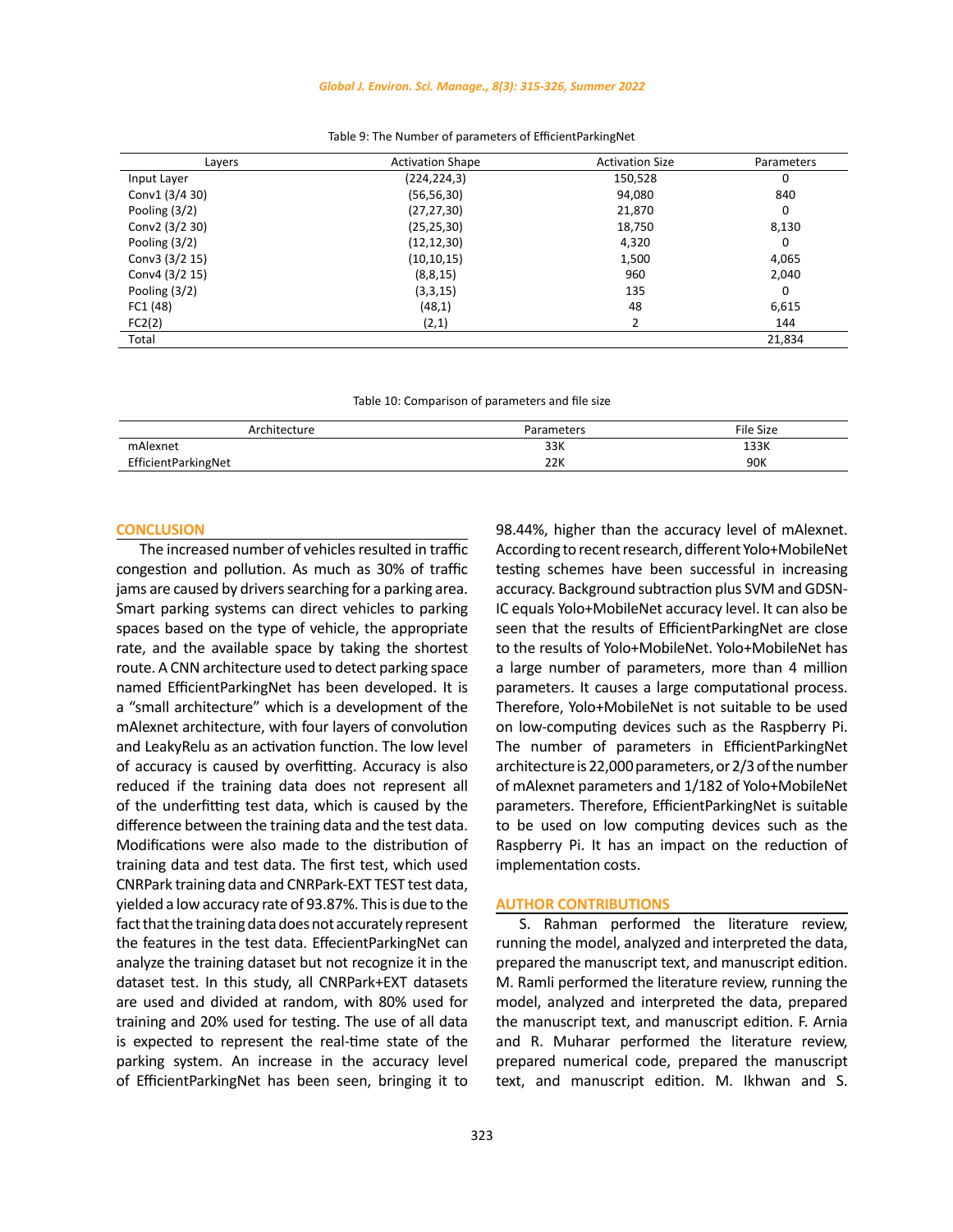Table 9: The Number of parameters of EfficientParkingNet

| Layers | Activation Shape | Activation Size | Parameters |
|---|---|---|---|
| Input Layer | (224,224,3) | 150,528 | 0 |
| Conv1 (3/4 30) | (56,56,30) | 94,080 | 840 |
| Pooling (3/2) | (27,27,30) | 21,870 | 0 |
| Conv2 (3/2 30) | (25,25,30) | 18,750 | 8,130 |
| Pooling (3/2) | (12,12,30) | 4,320 | 0 |
| Conv3 (3/2 15) | (10,10,15) | 1,500 | 4,065 |
| Conv4 (3/2 15) | (8,8,15) | 960 | 2,040 |
| Pooling (3/2) | (3,3,15) | 135 | 0 |
| FC1 (48) | (48,1) | 48 | 6,615 |
| FC2(2) | (2,1) | 2 | 144 |
| Total | | | 21,834 |

Table 10: Comparison of parameters and file size

| Architecture | Parameters | File Size |
|---|---|---|
| mAlexnet | 33K | 133K |
| EfficientParkingNet | 22K | 90K |

## CONCLUSION

The increased number of vehicles resulted in traffic congestion and pollution. As much as 30% of traffic jams are caused by drivers searching for a parking area. Smart parking systems can direct vehicles to parking spaces based on the type of vehicle, the appropriate rate, and the available space by taking the shortest route. A CNN architecture used to detect parking space named EfficientParkingNet has been developed. It is a “small architecture” which is a development of the mAlexnet architecture, with four layers of convolution and LeakyRelu as an activation function. The low level of accuracy is caused by overfitting. Accuracy is also reduced if the training data does not represent all of the underfitting test data, which is caused by the difference between the training data and the test data. Modifications were also made to the distribution of training data and test data. The first test, which used CNRPark training data and CNRPark-EXT TEST test data, yielded a low accuracy rate of 93.87%. This is due to the fact that the training data does not accurately represent the features in the test data. EffecientParkingNet can analyze the training dataset but not recognize it in the dataset test. In this study, all CNRPark+EXT datasets are used and divided at random, with 80% used for training and 20% used for testing. The use of all data is expected to represent the real-time state of the parking system. An increase in the accuracy level of EfficientParkingNet has been seen, bringing it to 98.44%, higher than the accuracy level of mAlexnet. According to recent research, different Yolo+MobileNet testing schemes have been successful in increasing accuracy. Background subtraction plus SVM and GDSN-IC equals Yolo+MobileNet accuracy level. It can also be seen that the results of EfficientParkingNet are close to the results of Yolo+MobileNet. Yolo+MobileNet has a large number of parameters, more than 4 million parameters. It causes a large computational process. Therefore, Yolo+MobileNet is not suitable to be used on low-computing devices such as the Raspberry Pi. The number of parameters in EfficientParkingNet architecture is 22,000 parameters, or 2/3 of the number of mAlexnet parameters and 1/182 of Yolo+MobileNet parameters. Therefore, EfficientParkingNet is suitable to be used on low computing devices such as the Raspberry Pi. It has an impact on the reduction of implementation costs.

## AUTHOR CONTRIBUTIONS

S. Rahman performed the literature review, running the model, analyzed and interpreted the data, prepared the manuscript text, and manuscript edition. M. Ramli performed the literature review, running the model, analyzed and interpreted the data, prepared the manuscript text, and manuscript edition. F. Arnia and R. Muharar performed the literature review, prepared numerical code, prepared the manuscript text, and manuscript edition. M. Ikhwan and S.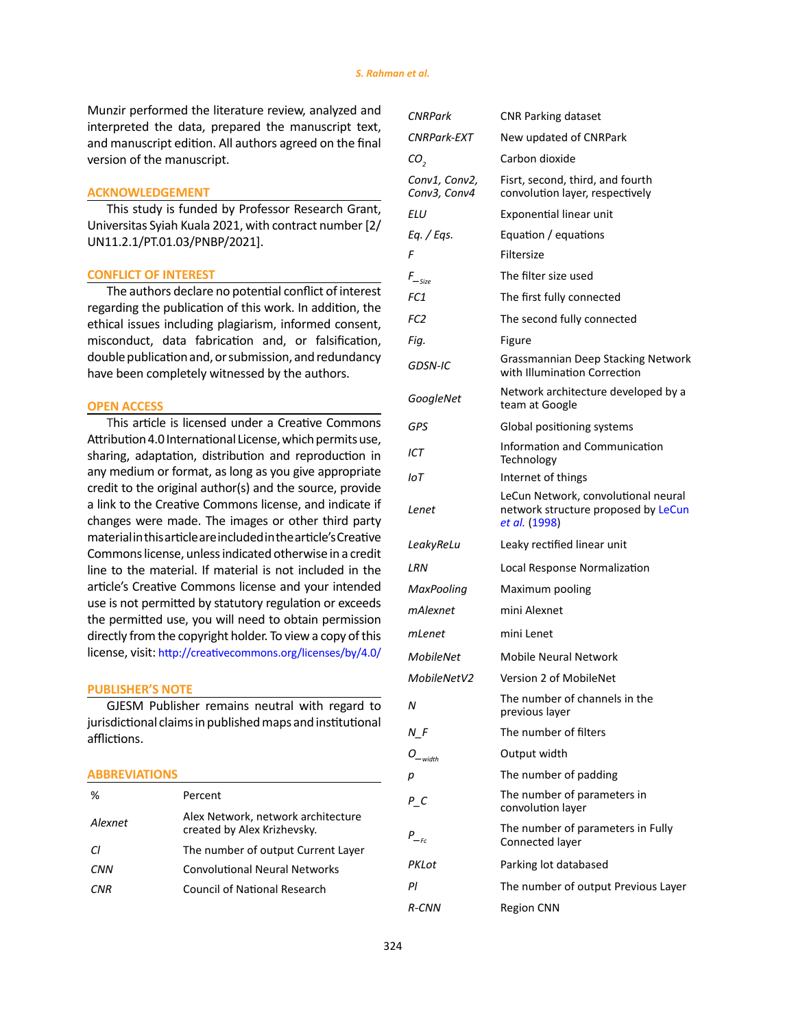Munzir performed the literature review, analyzed and interpreted the data, prepared the manuscript text, and manuscript edition. All authors agreed on the final version of the manuscript.

## ACKNOWLEDGEMENT

This study is funded by Professor Research Grant, Universitas Syiah Kuala 2021, with contract number [2/UN11.2.1/PT.01.03/PNBP/2021].

## CONFLICT OF INTEREST

The authors declare no potential conflict of interest regarding the publication of this work. In addition, the ethical issues including plagiarism, informed consent, misconduct, data fabrication and, or falsification, double publication and, or submission, and redundancy have been completely witnessed by the authors.

## OPEN ACCESS

This article is licensed under a Creative Commons Attribution 4.0 International License, which permits use, sharing, adaptation, distribution and reproduction in any medium or format, as long as you give appropriate credit to the original author(s) and the source, provide a link to the Creative Commons license, and indicate if changes were made. The images or other third party material in this article are included in the article's Creative Commons license, unless indicated otherwise in a credit line to the material. If material is not included in the article's Creative Commons license and your intended use is not permitted by statutory regulation or exceeds the permitted use, you will need to obtain permission directly from the copyright holder. To view a copy of this license, visit: http://creativecommons.org/licenses/by/4.0/

## PUBLISHER'S NOTE

GJESM Publisher remains neutral with regard to jurisdictional claims in published maps and institutional afflictions.

## ABBREVIATIONS

| | |
|---|---|
| % | Percent |
| *Alexnet* | Alex Network, network architecture created by Alex Krizhevsky. |
| *Cl* | The number of output Current Layer |
| *CNN* | Convolutional Neural Networks |
| *CNR* | Council of National Research |
| *CNRPark* | CNR Parking dataset |
| *CNRPark-EXT* | New updated of CNRPark |
| $CO_2$ | Carbon dioxide |
| *Conv1, Conv2, Conv3, Conv4* | Fisrt, second, third, and fourth convolution layer, respectively |
| *ELU* | Exponential linear unit |
| *Eq. / Eqs.* | Equation / equations |
| *F* | Filtersize |
| $F_{\_Size}$ | The filter size used |
| *FC1* | The first fully connected |
| *FC2* | The second fully connected |
| *Fig.* | Figure |
| *GDSN-IC* | Grassmannian Deep Stacking Network with Illumination Correction |
| *GoogleNet* | Network architecture developed by a team at Google |
| *GPS* | Global positioning systems |
| *ICT* | Information and Communication Technology |
| *IoT* | Internet of things |
| *Lenet* | LeCun Network, convolutional neural network structure proposed by LeCun *et al.* (1998) |
| *LeakyReLu* | Leaky rectified linear unit |
| *LRN* | Local Response Normalization |
| *MaxPooling* | Maximum pooling |
| *mAlexnet* | mini Alexnet |
| *mLenet* | mini Lenet |
| *MobileNet* | Mobile Neural Network |
| *MobileNetV2* | Version 2 of MobileNet |
| *N* | The number of channels in the previous layer |
| *N_F* | The number of filters |
| $O_{\_width}$ | Output width |
| *p* | The number of padding |
| *P_C* | The number of parameters in convolution layer |
| $P_{\_Fc}$ | The number of parameters in Fully Connected layer |
| *PKLot* | Parking lot databased |
| *Pl* | The number of output Previous Layer |
| *R-CNN* | Region CNN |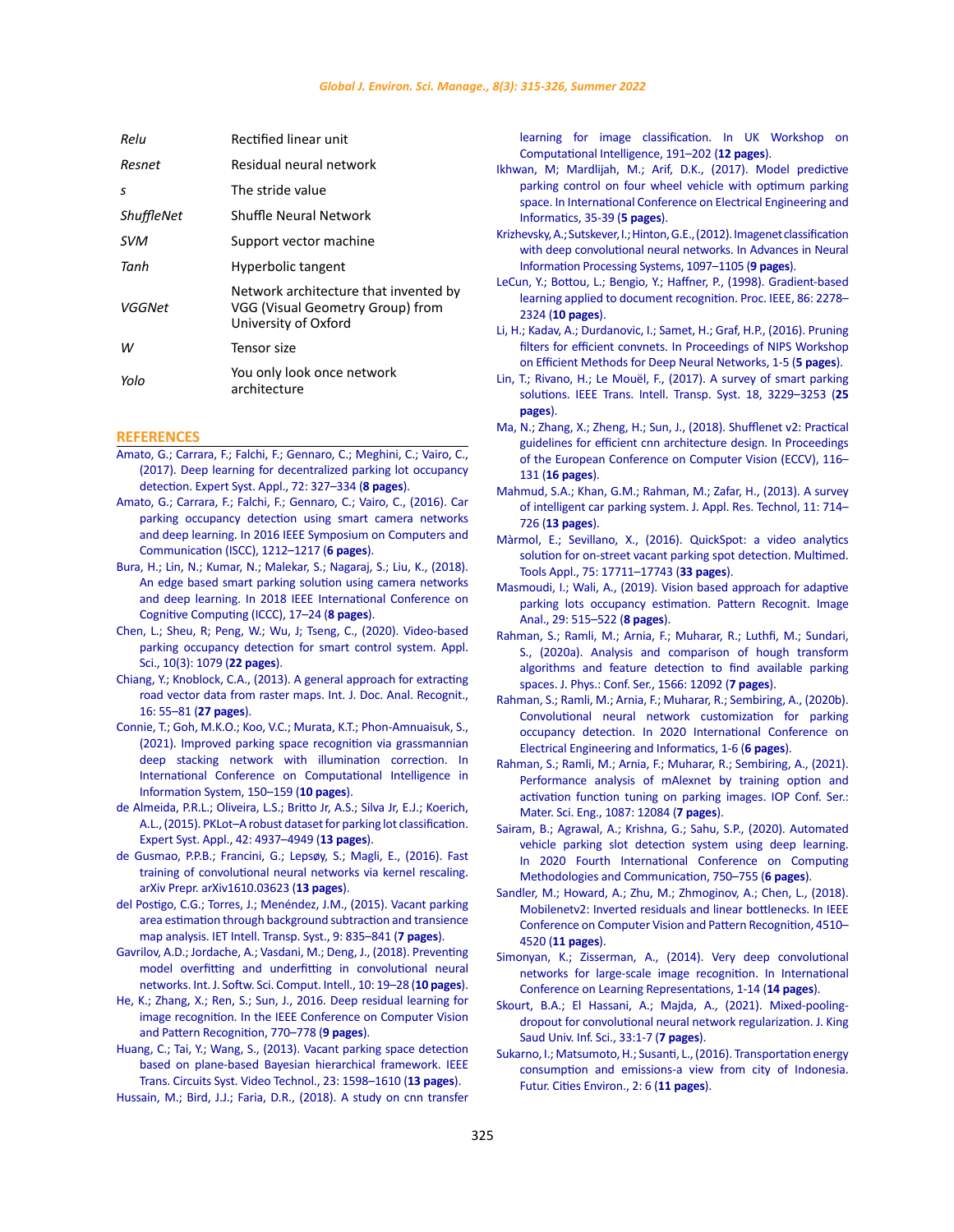| | |
|---|---|
| *Relu* | Rectified linear unit |
| *Resnet* | Residual neural network |
| *s* | The stride value |
| *ShuffleNet* | Shuffle Neural Network |
| *SVM* | Support vector machine |
| *Tanh* | Hyperbolic tangent |
| *VGGNet* | Network architecture that invented by VGG (Visual Geometry Group) from University of Oxford |
| *W* | Tensor size |
| *Yolo* | You only look once network architecture |

## REFERENCES

Amato, G.; Carrara, F.; Falchi, F.; Gennaro, C.; Meghini, C.; Vairo, C., (2017). Deep learning for decentralized parking lot occupancy detection. Expert Syst. Appl., 72: 327–334 (**8 pages**).

Amato, G.; Carrara, F.; Falchi, F.; Gennaro, C.; Vairo, C., (2016). Car parking occupancy detection using smart camera networks and deep learning. In 2016 IEEE Symposium on Computers and Communication (ISCC), 1212–1217 (**6 pages**).

Bura, H.; Lin, N.; Kumar, N.; Malekar, S.; Nagaraj, S.; Liu, K., (2018). An edge based smart parking solution using camera networks and deep learning. In 2018 IEEE International Conference on Cognitive Computing (ICCC), 17–24 (**8 pages**).

Chen, L.; Sheu, R; Peng, W.; Wu, J; Tseng, C., (2020). Video-based parking occupancy detection for smart control system. Appl. Sci., 10(3): 1079 (**22 pages**).

Chiang, Y.; Knoblock, C.A., (2013). A general approach for extracting road vector data from raster maps. Int. J. Doc. Anal. Recognit., 16: 55–81 (**27 pages**).

Connie, T.; Goh, M.K.O.; Koo, V.C.; Murata, K.T.; Phon-Amnuaisuk, S., (2021). Improved parking space recognition via grassmannian deep stacking network with illumination correction. In International Conference on Computational Intelligence in Information System, 150–159 (**10 pages**).

de Almeida, P.R.L.; Oliveira, L.S.; Britto Jr, A.S.; Silva Jr, E.J.; Koerich, A.L., (2015). PKLot–A robust dataset for parking lot classification. Expert Syst. Appl., 42: 4937–4949 (**13 pages**).

de Gusmao, P.P.B.; Francini, G.; Lepsøy, S.; Magli, E., (2016). Fast training of convolutional neural networks via kernel rescaling. arXiv Prepr. arXiv1610.03623 (**13 pages**).

del Postigo, C.G.; Torres, J.; Menéndez, J.M., (2015). Vacant parking area estimation through background subtraction and transience map analysis. IET Intell. Transp. Syst., 9: 835–841 (**7 pages**).

Gavrilov, A.D.; Jordache, A.; Vasdani, M.; Deng, J., (2018). Preventing model overfitting and underfitting in convolutional neural networks. Int. J. Softw. Sci. Comput. Intell., 10: 19–28 (**10 pages**).

He, K.; Zhang, X.; Ren, S.; Sun, J., 2016. Deep residual learning for image recognition. In the IEEE Conference on Computer Vision and Pattern Recognition, 770–778 (**9 pages**).

Huang, C.; Tai, Y.; Wang, S., (2013). Vacant parking space detection based on plane-based Bayesian hierarchical framework. IEEE Trans. Circuits Syst. Video Technol., 23: 1598–1610 (**13 pages**).

Hussain, M.; Bird, J.J.; Faria, D.R., (2018). A study on cnn transfer learning for image classification. In UK Workshop on Computational Intelligence, 191–202 (**12 pages**).

Ikhwan, M; Mardlijah, M.; Arif, D.K., (2017). Model predictive parking control on four wheel vehicle with optimum parking space. In International Conference on Electrical Engineering and Informatics, 35-39 (**5 pages**).

Krizhevsky, A.; Sutskever, I.; Hinton, G.E., (2012). Imagenet classification with deep convolutional neural networks. In Advances in Neural Information Processing Systems, 1097–1105 (**9 pages**).

LeCun, Y.; Bottou, L.; Bengio, Y.; Haffner, P., (1998). Gradient-based learning applied to document recognition. Proc. IEEE, 86: 2278–2324 (**10 pages**).

Li, H.; Kadav, A.; Durdanovic, I.; Samet, H.; Graf, H.P., (2016). Pruning filters for efficient convnets. In Proceedings of NIPS Workshop on Efficient Methods for Deep Neural Networks, 1-5 (**5 pages**).

Lin, T.; Rivano, H.; Le Mouël, F., (2017). A survey of smart parking solutions. IEEE Trans. Intell. Transp. Syst. 18, 3229–3253 (**25 pages**).

Ma, N.; Zhang, X.; Zheng, H.; Sun, J., (2018). Shufflenet v2: Practical guidelines for efficient cnn architecture design. In Proceedings of the European Conference on Computer Vision (ECCV), 116–131 (**16 pages**).

Mahmud, S.A.; Khan, G.M.; Rahman, M.; Zafar, H., (2013). A survey of intelligent car parking system. J. Appl. Res. Technol, 11: 714–726 (**13 pages**).

Màrmol, E.; Sevillano, X., (2016). QuickSpot: a video analytics solution for on-street vacant parking spot detection. Multimed. Tools Appl., 75: 17711–17743 (**33 pages**).

Masmoudi, I.; Wali, A., (2019). Vision based approach for adaptive parking lots occupancy estimation. Pattern Recognit. Image Anal., 29: 515–522 (**8 pages**).

Rahman, S.; Ramli, M.; Arnia, F.; Muharar, R.; Luthfi, M.; Sundari, S., (2020a). Analysis and comparison of hough transform algorithms and feature detection to find available parking spaces. J. Phys.: Conf. Ser., 1566: 12092 (**7 pages**).

Rahman, S.; Ramli, M.; Arnia, F.; Muharar, R.; Sembiring, A., (2020b). Convolutional neural network customization for parking occupancy detection. In 2020 International Conference on Electrical Engineering and Informatics, 1-6 (**6 pages**).

Rahman, S.; Ramli, M.; Arnia, F.; Muharar, R.; Sembiring, A., (2021). Performance analysis of mAlexnet by training option and activation function tuning on parking images. IOP Conf. Ser.: Mater. Sci. Eng., 1087: 12084 (**7 pages**).

Sairam, B.; Agrawal, A.; Krishna, G.; Sahu, S.P., (2020). Automated vehicle parking slot detection system using deep learning. In 2020 Fourth International Conference on Computing Methodologies and Communication, 750–755 (**6 pages**).

Sandler, M.; Howard, A.; Zhu, M.; Zhmoginov, A.; Chen, L., (2018). Mobilenetv2: Inverted residuals and linear bottlenecks. In IEEE Conference on Computer Vision and Pattern Recognition, 4510–4520 (**11 pages**).

Simonyan, K.; Zisserman, A., (2014). Very deep convolutional networks for large-scale image recognition. In International Conference on Learning Representations, 1-14 (**14 pages**).

Skourt, B.A.; El Hassani, A.; Majda, A., (2021). Mixed-pooling-dropout for convolutional neural network regularization. J. King Saud Univ. Inf. Sci., 33:1-7 (**7 pages**).

Sukarno, I.; Matsumoto, H.; Susanti, L., (2016). Transportation energy consumption and emissions-a view from city of Indonesia. Futur. Cities Environ., 2: 6 (**11 pages**).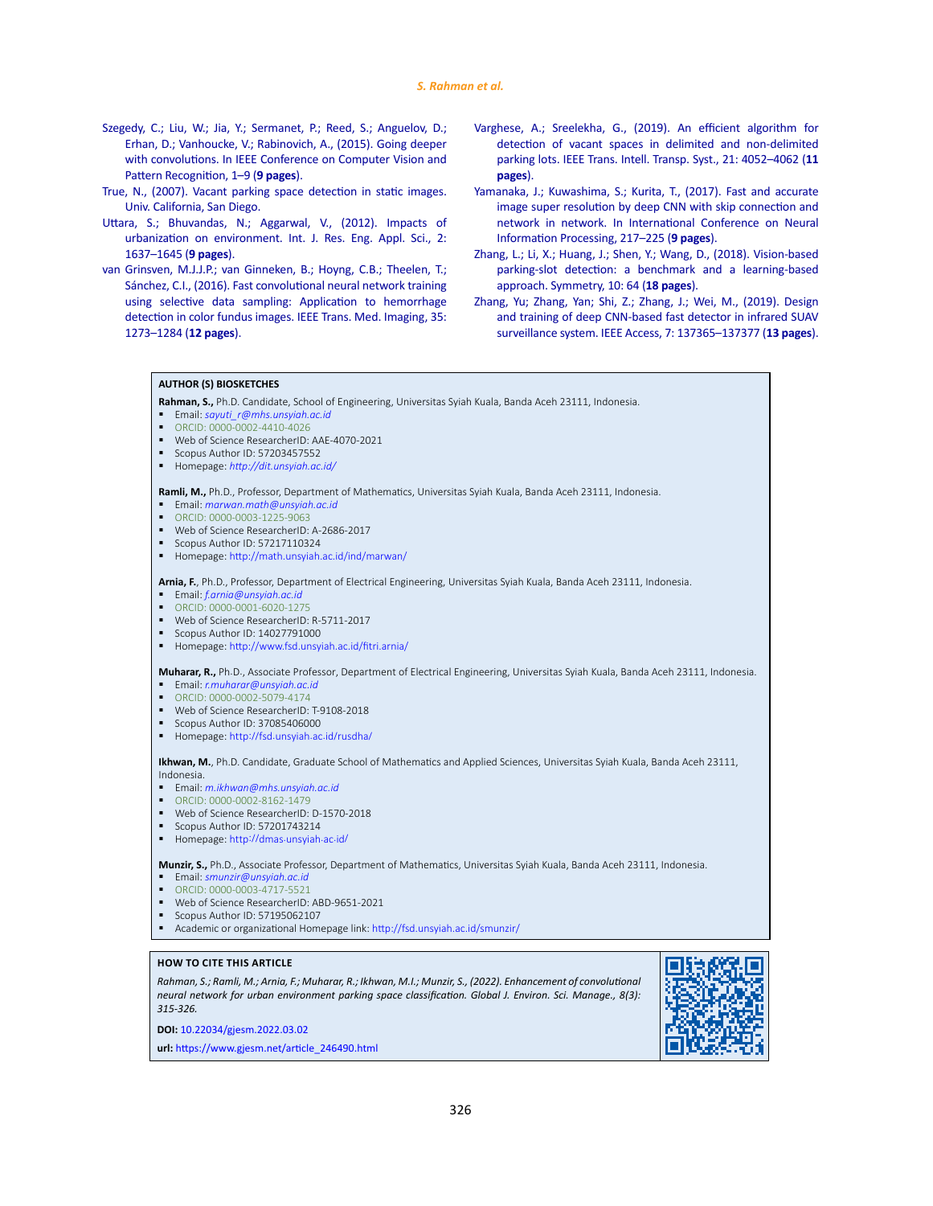Szegedy, C.; Liu, W.; Jia, Y.; Sermanet, P.; Reed, S.; Anguelov, D.; Erhan, D.; Vanhoucke, V.; Rabinovich, A., (2015). Going deeper with convolutions. In IEEE Conference on Computer Vision and Pattern Recognition, 1–9 (**9 pages**).

True, N., (2007). Vacant parking space detection in static images. Univ. California, San Diego.

Uttara, S.; Bhuvandas, N.; Aggarwal, V., (2012). Impacts of urbanization on environment. Int. J. Res. Eng. Appl. Sci., 2: 1637–1645 (**9 pages**).

van Grinsven, M.J.J.P.; van Ginneken, B.; Hoyng, C.B.; Theelen, T.; Sánchez, C.I., (2016). Fast convolutional neural network training using selective data sampling: Application to hemorrhage detection in color fundus images. IEEE Trans. Med. Imaging, 35: 1273–1284 (**12 pages**).

Varghese, A.; Sreelekha, G., (2019). An efficient algorithm for detection of vacant spaces in delimited and non-delimited parking lots. IEEE Trans. Intell. Transp. Syst., 21: 4052–4062 (**11 pages**).

Yamanaka, J.; Kuwashima, S.; Kurita, T., (2017). Fast and accurate image super resolution by deep CNN with skip connection and network in network. In International Conference on Neural Information Processing, 217–225 (**9 pages**).

Zhang, L.; Li, X.; Huang, J.; Shen, Y.; Wang, D., (2018). Vision-based parking-slot detection: a benchmark and a learning-based approach. Symmetry, 10: 64 (**18 pages**).

Zhang, Yu; Zhang, Yan; Shi, Z.; Zhang, J.; Wei, M., (2019). Design and training of deep CNN-based fast detector in infrared SUAV surveillance system. IEEE Access, 7: 137365–137377 (**13 pages**).

**AUTHOR (S) BIOSKETCHES**

**Rahman, S.,** Ph.D. Candidate, School of Engineering, Universitas Syiah Kuala, Banda Aceh 23111, Indonesia.

- Email: *sayuti_r@mhs.unsyiah.ac.id*
- ORCID: 0000-0002-4410-4026
- Web of Science ResearcherID: AAE-4070-2021
- Scopus Author ID: 57203457552
- Homepage: *http://dit.unsyiah.ac.id/*

**Ramli, M.,** Ph.D., Professor, Department of Mathematics, Universitas Syiah Kuala, Banda Aceh 23111, Indonesia.

- Email: *marwan.math@unsyiah.ac.id*
- ORCID: 0000-0003-1225-9063
- Web of Science ResearcherID: A-2686-2017
- Scopus Author ID: 57217110324
- Homepage: http://math.unsyiah.ac.id/ind/marwan/

**Arnia, F.**, Ph.D., Professor, Department of Electrical Engineering, Universitas Syiah Kuala, Banda Aceh 23111, Indonesia.

- Email: *f.arnia@unsyiah.ac.id*
- ORCID: 0000-0001-6020-1275
- Web of Science ResearcherID: R-5711-2017
- Scopus Author ID: 14027791000
- Homepage: http://www.fsd.unsyiah.ac.id/fitri.arnia/

**Muharar, R.,** Ph.D., Associate Professor, Department of Electrical Engineering, Universitas Syiah Kuala, Banda Aceh 23111, Indonesia.

- Email: *r.muharar@unsyiah.ac.id*
- ORCID: 0000-0002-5079-4174
- Web of Science ResearcherID: T-9108-2018
- Scopus Author ID: 37085406000
- Homepage: http://fsd.unsyiah.ac.id/rusdha/

**Ikhwan, M.**, Ph.D. Candidate, Graduate School of Mathematics and Applied Sciences, Universitas Syiah Kuala, Banda Aceh 23111, Indonesia.

- Email: *m.ikhwan@mhs.unsyiah.ac.id*
- ORCID: 0000-0002-8162-1479
- Web of Science ResearcherID: D-1570-2018
- Scopus Author ID: 57201743214
- Homepage: http://dmas.unsyiah.ac.id/

**Munzir, S.,** Ph.D., Associate Professor, Department of Mathematics, Universitas Syiah Kuala, Banda Aceh 23111, Indonesia.

- Email: *smunzir@unsyiah.ac.id*
- ORCID: 0000-0003-4717-5521
- Web of Science ResearcherID: ABD-9651-2021
- Scopus Author ID: 57195062107
- Academic or organizational Homepage link: http://fsd.unsyiah.ac.id/smunzir/

**HOW TO CITE THIS ARTICLE**

*Rahman, S.; Ramli, M.; Arnia, F.; Muharar, R.; Ikhwan, M.I.; Munzir, S., (2022). Enhancement of convolutional neural network for urban environment parking space classification. Global J. Environ. Sci. Manage., 8(3): 315-326.*

**DOI:** 10.22034/gjesm.2022.03.02

**url:** https://www.gjesm.net/article_246490.html